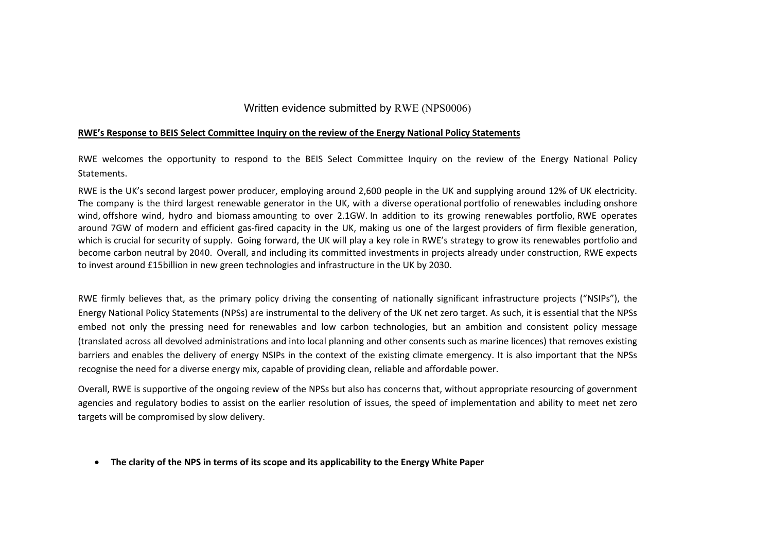# Written evidence submitted by RWE (NPS0006)

**RWE's Response to BEIS Select Committee Inquiry on the review of the Energy National Policy Statements**

RWE welcomes the opportunity to respond to the BEIS Select Committee Inquiry on the review of the Energy National Policy Statements.

RWE is the UK's second largest power producer, employing around 2,600 people in the UK and supplying around 12% of UK electricity. The company is the third largest renewable generator in the UK, with a diverse operational portfolio of renewables including onshore wind, offshore wind, hydro and biomass amounting to over 2.1GW. In addition to its growing renewables portfolio, RWE operates around 7GW of modern and efficient gas-fired capacity in the UK, making us one of the largest providers of firm flexible generation, which is crucial for security of supply. Going forward, the UK will play a key role in RWE's strategy to grow its renewables portfolio and become carbon neutral by 2040. Overall, and including its committed investments in projects already under construction, RWE expects to invest around £15billion in new green technologies and infrastructure in the UK by 2030.

RWE firmly believes that, as the primary policy driving the consenting of nationally significant infrastructure projects ("NSIPs"), the Energy National Policy Statements (NPSs) are instrumental to the delivery of the UK net zero target. As such, it is essential that the NPSs embed not only the pressing need for renewables and low carbon technologies, but an ambition and consistent policy message (translated across all devolved administrations and into local planning and other consents such as marine licences) that removes existing barriers and enables the delivery of energy NSIPs in the context of the existing climate emergency. It is also important that the NPSs recognise the need for a diverse energy mix, capable of providing clean, reliable and affordable power.

Overall, RWE is supportive of the ongoing review of the NPSs but also has concerns that, without appropriate resourcing of government agencies and regulatory bodies to assist on the earlier resolution of issues, the speed of implementation and ability to meet net zero targets will be compromised by slow delivery.

- **The clarity of the NPS in terms of its scope and its applicability to the Energy White Paper**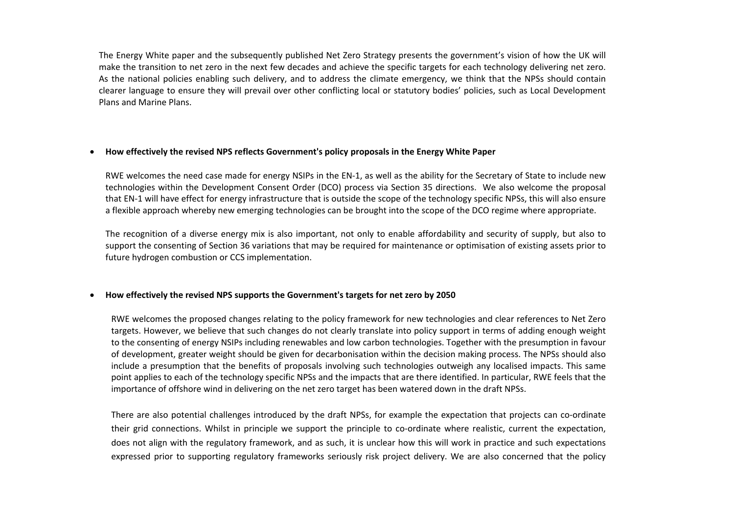The Energy White paper and the subsequently published Net Zero Strategy presents the government's vision of how the UK will make the transition to net zero in the next few decades and achieve the specific targets for each technology delivering net zero. As the national policies enabling such delivery, and to address the climate emergency, we think that the NPSs should contain clearer language to ensure they will prevail over other conflicting local or statutory bodies' policies, such as Local Development Plans and Marine Plans.

- **How effectively the revised NPS reflects Government's policy proposals in the Energy White Paper**

  RWE welcomes the need case made for energy NSIPs in the EN-1, as well as the ability for the Secretary of State to include new technologies within the Development Consent Order (DCO) process via Section 35 directions. We also welcome the proposal that EN-1 will have effect for energy infrastructure that is outside the scope of the technology specific NPSs, this will also ensure a flexible approach whereby new emerging technologies can be brought into the scope of the DCO regime where appropriate.

  The recognition of a diverse energy mix is also important, not only to enable affordability and security of supply, but also to support the consenting of Section 36 variations that may be required for maintenance or optimisation of existing assets prior to future hydrogen combustion or CCS implementation.

- **How effectively the revised NPS supports the Government's targets for net zero by 2050**

  RWE welcomes the proposed changes relating to the policy framework for new technologies and clear references to Net Zero targets. However, we believe that such changes do not clearly translate into policy support in terms of adding enough weight to the consenting of energy NSIPs including renewables and low carbon technologies. Together with the presumption in favour of development, greater weight should be given for decarbonisation within the decision making process. The NPSs should also include a presumption that the benefits of proposals involving such technologies outweigh any localised impacts. This same point applies to each of the technology specific NPSs and the impacts that are there identified. In particular, RWE feels that the importance of offshore wind in delivering on the net zero target has been watered down in the draft NPSs.

  There are also potential challenges introduced by the draft NPSs, for example the expectation that projects can co-ordinate their grid connections. Whilst in principle we support the principle to co-ordinate where realistic, current the expectation, does not align with the regulatory framework, and as such, it is unclear how this will work in practice and such expectations expressed prior to supporting regulatory frameworks seriously risk project delivery. We are also concerned that the policy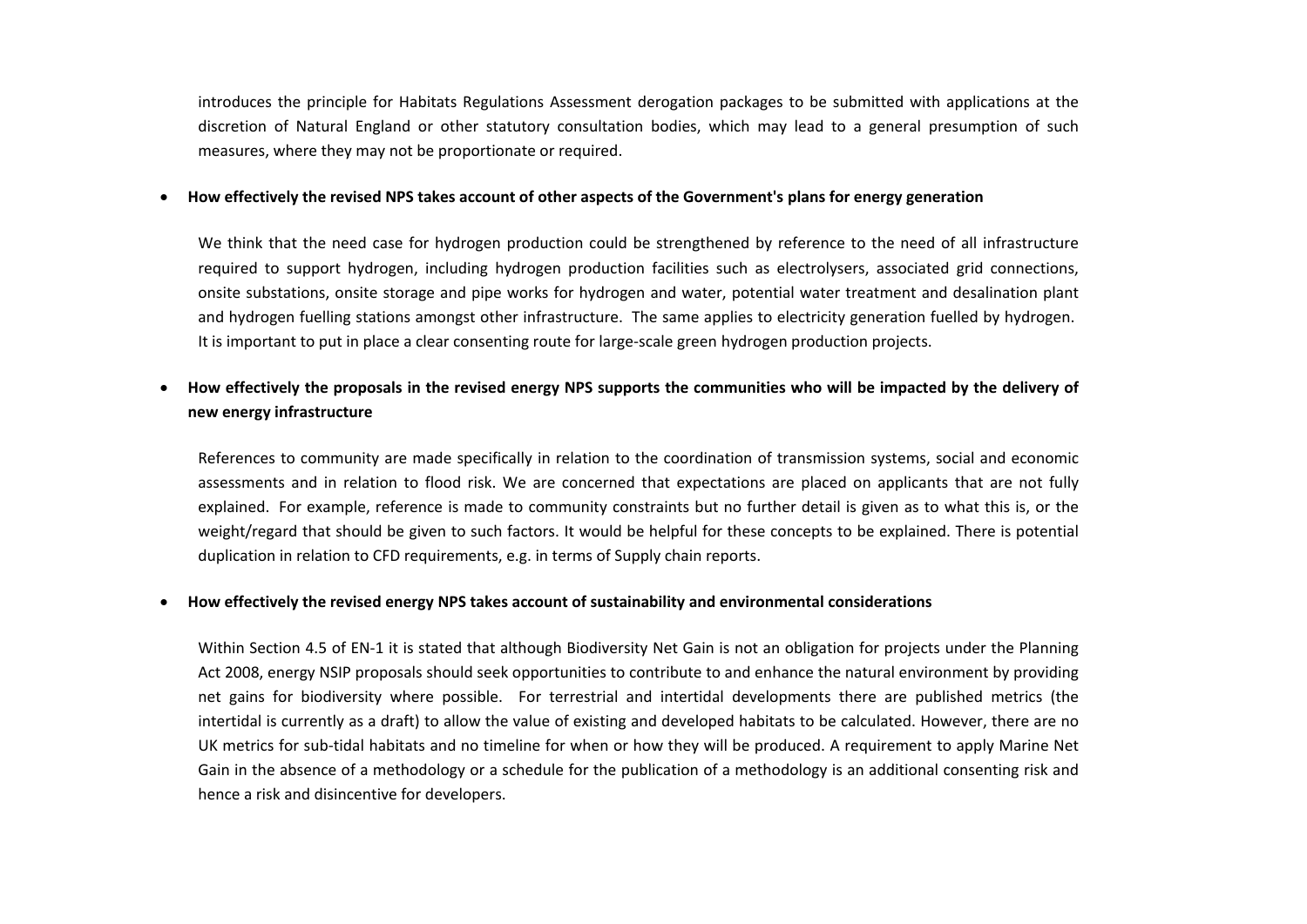introduces the principle for Habitats Regulations Assessment derogation packages to be submitted with applications at the discretion of Natural England or other statutory consultation bodies, which may lead to a general presumption of such measures, where they may not be proportionate or required.

- **How effectively the revised NPS takes account of other aspects of the Government's plans for energy generation**

  We think that the need case for hydrogen production could be strengthened by reference to the need of all infrastructure required to support hydrogen, including hydrogen production facilities such as electrolysers, associated grid connections, onsite substations, onsite storage and pipe works for hydrogen and water, potential water treatment and desalination plant and hydrogen fuelling stations amongst other infrastructure. The same applies to electricity generation fuelled by hydrogen. It is important to put in place a clear consenting route for large-scale green hydrogen production projects.

- **How effectively the proposals in the revised energy NPS supports the communities who will be impacted by the delivery of new energy infrastructure**

  References to community are made specifically in relation to the coordination of transmission systems, social and economic assessments and in relation to flood risk. We are concerned that expectations are placed on applicants that are not fully explained. For example, reference is made to community constraints but no further detail is given as to what this is, or the weight/regard that should be given to such factors. It would be helpful for these concepts to be explained. There is potential duplication in relation to CFD requirements, e.g. in terms of Supply chain reports.

- **How effectively the revised energy NPS takes account of sustainability and environmental considerations**

  Within Section 4.5 of EN-1 it is stated that although Biodiversity Net Gain is not an obligation for projects under the Planning Act 2008, energy NSIP proposals should seek opportunities to contribute to and enhance the natural environment by providing net gains for biodiversity where possible. For terrestrial and intertidal developments there are published metrics (the intertidal is currently as a draft) to allow the value of existing and developed habitats to be calculated. However, there are no UK metrics for sub-tidal habitats and no timeline for when or how they will be produced. A requirement to apply Marine Net Gain in the absence of a methodology or a schedule for the publication of a methodology is an additional consenting risk and hence a risk and disincentive for developers.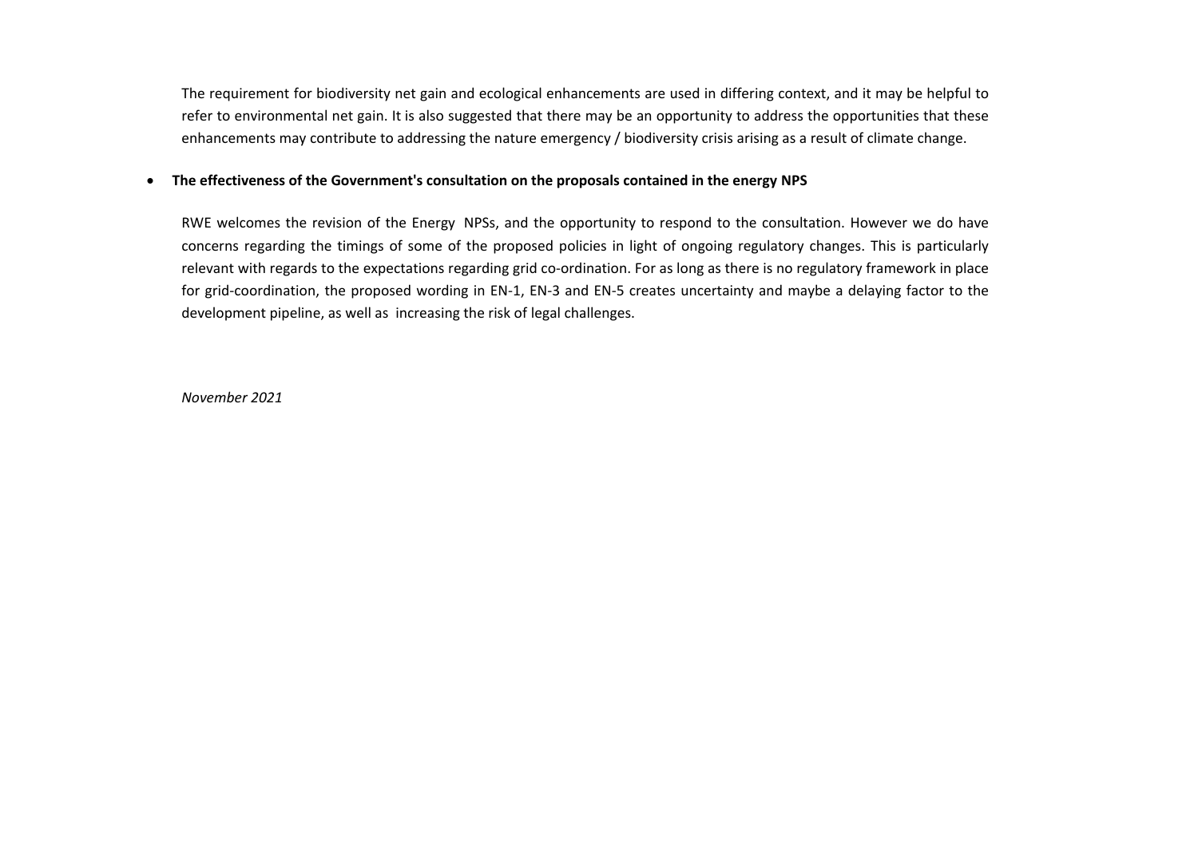The requirement for biodiversity net gain and ecological enhancements are used in differing context, and it may be helpful to refer to environmental net gain. It is also suggested that there may be an opportunity to address the opportunities that these enhancements may contribute to addressing the nature emergency / biodiversity crisis arising as a result of climate change.

- **The effectiveness of the Government's consultation on the proposals contained in the energy NPS**

RWE welcomes the revision of the Energy NPSs, and the opportunity to respond to the consultation. However we do have concerns regarding the timings of some of the proposed policies in light of ongoing regulatory changes. This is particularly relevant with regards to the expectations regarding grid co-ordination. For as long as there is no regulatory framework in place for grid-coordination, the proposed wording in EN-1, EN-3 and EN-5 creates uncertainty and maybe a delaying factor to the development pipeline, as well as increasing the risk of legal challenges.

*November 2021*